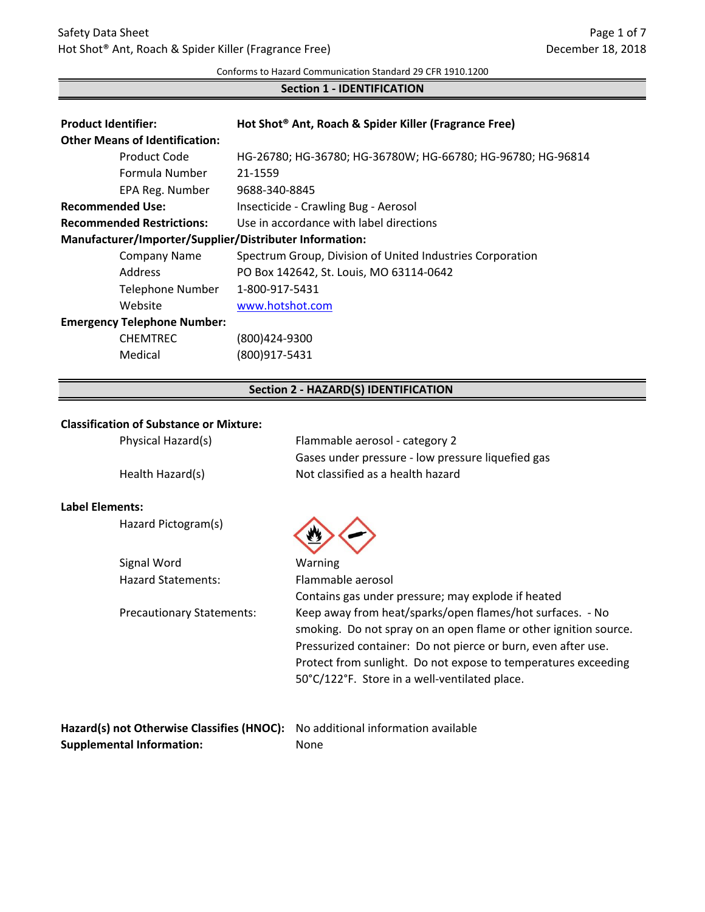Safety Data Sheet

Hot Shot® Ant, Roach & Spider Killer (Fragrance Free)

December 18, 2018

Conforms to Hazard Communication Standard 29 CFR 1910.1200

## Section 1 - IDENTIFICATION

**Product Identifier:** **Hot Shot® Ant, Roach & Spider Killer (Fragrance Free)**

**Other Means of Identification:**

| | |
|---|---|
| Product Code | HG-26780; HG-36780; HG-36780W; HG-66780; HG-96780; HG-96814 |
| Formula Number | 21-1559 |
| EPA Reg. Number | 9688-340-8845 |

**Recommended Use:** Insecticide - Crawling Bug - Aerosol

**Recommended Restrictions:** Use in accordance with label directions

**Manufacturer/Importer/Supplier/Distributer Information:**

| | |
|---|---|
| Company Name | Spectrum Group, Division of United Industries Corporation |
| Address | PO Box 142642, St. Louis, MO 63114-0642 |
| Telephone Number | 1-800-917-5431 |
| Website | www.hotshot.com |

**Emergency Telephone Number:**

| | |
|---|---|
| CHEMTREC | (800)424-9300 |
| Medical | (800)917-5431 |

## Section 2 - HAZARD(S) IDENTIFICATION

**Classification of Substance or Mixture:**

| | |
|---|---|
| Physical Hazard(s) | Flammable aerosol - category 2<br>Gases under pressure - low pressure liquefied gas |
| Health Hazard(s) | Not classified as a health hazard |

**Label Elements:**

| | |
|---|---|
| Hazard Pictogram(s) | |
| Signal Word | Warning |
| Hazard Statements: | Flammable aerosol<br>Contains gas under pressure; may explode if heated |
| Precautionary Statements: | Keep away from heat/sparks/open flames/hot surfaces. - No smoking. Do not spray on an open flame or other ignition source. Pressurized container: Do not pierce or burn, even after use. Protect from sunlight. Do not expose to temperatures exceeding 50°C/122°F. Store in a well-ventilated place. |

**Hazard(s) not Otherwise Classifies (HNOC):** No additional information available

**Supplemental Information:** None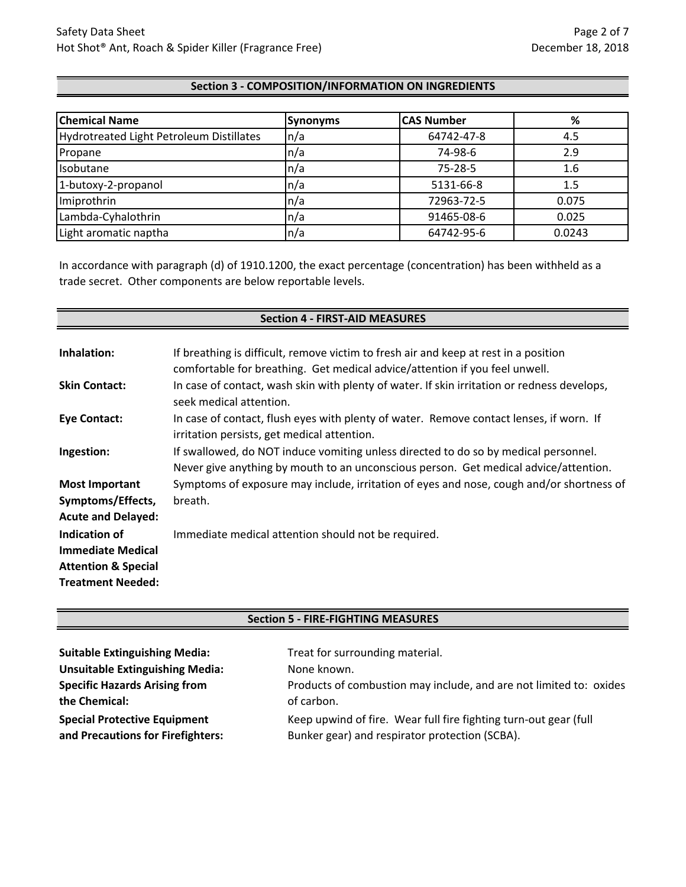## Section 3 - COMPOSITION/INFORMATION ON INGREDIENTS

| Chemical Name | Synonyms | CAS Number | % |
|---|---|---|---|
| Hydrotreated Light Petroleum Distillates | n/a | 64742-47-8 | 4.5 |
| Propane | n/a | 74-98-6 | 2.9 |
| Isobutane | n/a | 75-28-5 | 1.6 |
| 1-butoxy-2-propanol | n/a | 5131-66-8 | 1.5 |
| Imiprothrin | n/a | 72963-72-5 | 0.075 |
| Lambda-Cyhalothrin | n/a | 91465-08-6 | 0.025 |
| Light aromatic naptha | n/a | 64742-95-6 | 0.0243 |

In accordance with paragraph (d) of 1910.1200, the exact percentage (concentration) has been withheld as a trade secret. Other components are below reportable levels.

## Section 4 - FIRST-AID MEASURES

**Inhalation:** If breathing is difficult, remove victim to fresh air and keep at rest in a position comfortable for breathing. Get medical advice/attention if you feel unwell.

**Skin Contact:** In case of contact, wash skin with plenty of water. If skin irritation or redness develops, seek medical attention.

**Eye Contact:** In case of contact, flush eyes with plenty of water. Remove contact lenses, if worn. If irritation persists, get medical attention.

**Ingestion:** If swallowed, do NOT induce vomiting unless directed to do so by medical personnel. Never give anything by mouth to an unconscious person. Get medical advice/attention.

**Most Important Symptoms/Effects, Acute and Delayed:** Symptoms of exposure may include, irritation of eyes and nose, cough and/or shortness of breath.

**Indication of Immediate Medical Attention & Special Treatment Needed:** Immediate medical attention should not be required.

## Section 5 - FIRE-FIGHTING MEASURES

**Suitable Extinguishing Media:** Treat for surrounding material.

**Unsuitable Extinguishing Media:** None known.

**Specific Hazards Arising from the Chemical:** Products of combustion may include, and are not limited to: oxides of carbon.

**Special Protective Equipment and Precautions for Firefighters:** Keep upwind of fire. Wear full fire fighting turn-out gear (full Bunker gear) and respirator protection (SCBA).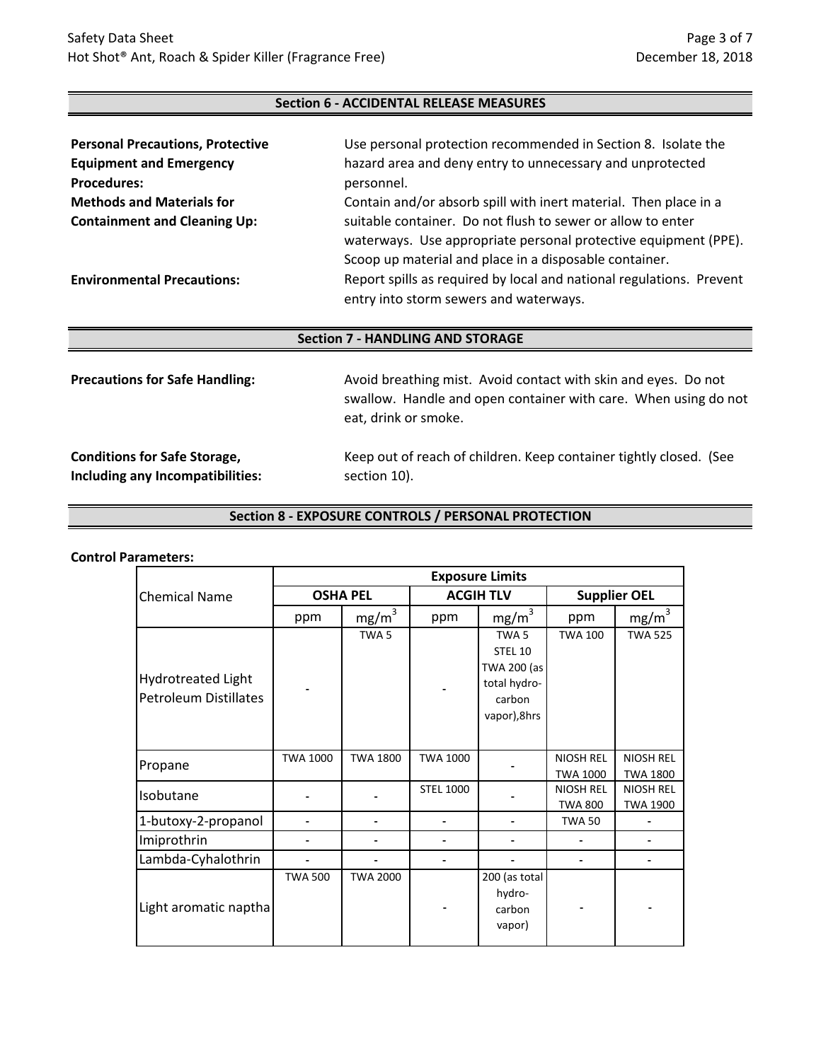## Section 6 - ACCIDENTAL RELEASE MEASURES

**Personal Precautions, Protective Equipment and Emergency Procedures:** Use personal protection recommended in Section 8. Isolate the hazard area and deny entry to unnecessary and unprotected personnel.

**Methods and Materials for Containment and Cleaning Up:** Contain and/or absorb spill with inert material. Then place in a suitable container. Do not flush to sewer or allow to enter waterways. Use appropriate personal protective equipment (PPE). Scoop up material and place in a disposable container.

**Environmental Precautions:** Report spills as required by local and national regulations. Prevent entry into storm sewers and waterways.

## Section 7 - HANDLING AND STORAGE

**Precautions for Safe Handling:** Avoid breathing mist. Avoid contact with skin and eyes. Do not swallow. Handle and open container with care. When using do not eat, drink or smoke.

**Conditions for Safe Storage, Including any Incompatibilities:** Keep out of reach of children. Keep container tightly closed. (See section 10).

## Section 8 - EXPOSURE CONTROLS / PERSONAL PROTECTION

**Control Parameters:**

| Chemical Name | Exposure Limits | | | | | |
|---|---|---|---|---|---|---|
| | OSHA PEL | | ACGIH TLV | | Supplier OEL | |
| | ppm | $mg/m^3$ | ppm | $mg/m^3$ | ppm | $mg/m^3$ |
| Hydrotreated Light Petroleum Distillates | - | TWA 5 | - | TWA 5 STEL 10 TWA 200 (as total hydro-carbon vapor),8hrs | TWA 100 | TWA 525 |
| Propane | TWA 1000 | TWA 1800 | TWA 1000 | - | NIOSH REL TWA 1000 | NIOSH REL TWA 1800 |
| Isobutane | - | - | STEL 1000 | - | NIOSH REL TWA 800 | NIOSH REL TWA 1900 |
| 1-butoxy-2-propanol | - | - | - | - | TWA 50 | - |
| Imiprothrin | - | - | - | - | - | - |
| Lambda-Cyhalothrin | - | - | - | - | - | - |
| Light aromatic naptha | TWA 500 | TWA 2000 | - | 200 (as total hydro-carbon vapor) | - | - |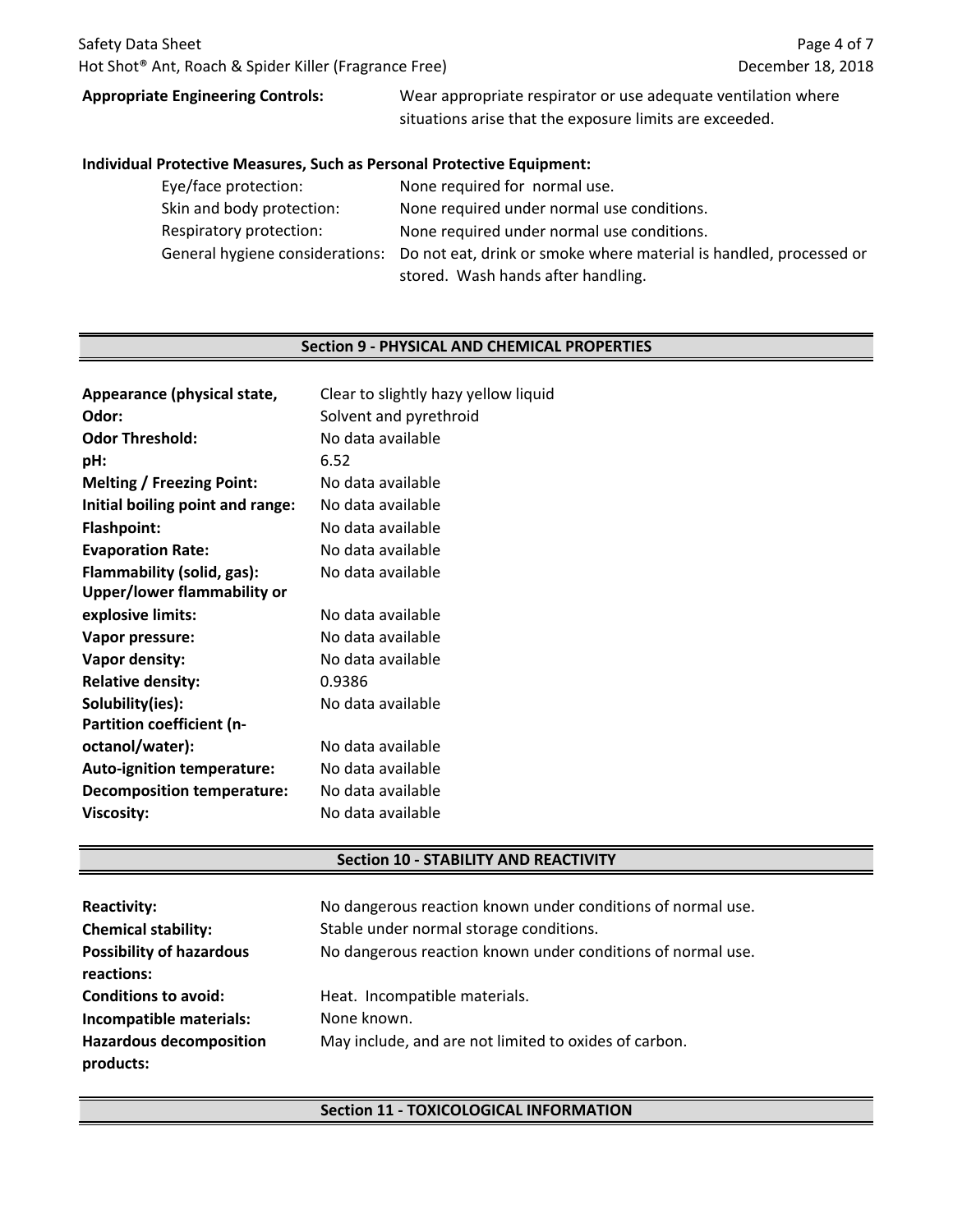**Appropriate Engineering Controls:** Wear appropriate respirator or use adequate ventilation where situations arise that the exposure limits are exceeded.

**Individual Protective Measures, Such as Personal Protective Equipment:**

| | |
|---|---|
| Eye/face protection: | None required for normal use. |
| Skin and body protection: | None required under normal use conditions. |
| Respiratory protection: | None required under normal use conditions. |
| General hygiene considerations: | Do not eat, drink or smoke where material is handled, processed or stored. Wash hands after handling. |

## Section 9 - PHYSICAL AND CHEMICAL PROPERTIES

| | |
|---|---|
| **Appearance (physical state,** | Clear to slightly hazy yellow liquid |
| **Odor:** | Solvent and pyrethroid |
| **Odor Threshold:** | No data available |
| **pH:** | 6.52 |
| **Melting / Freezing Point:** | No data available |
| **Initial boiling point and range:** | No data available |
| **Flashpoint:** | No data available |
| **Evaporation Rate:** | No data available |
| **Flammability (solid, gas):** | No data available |
| **Upper/lower flammability or explosive limits:** | No data available |
| **Vapor pressure:** | No data available |
| **Vapor density:** | No data available |
| **Relative density:** | 0.9386 |
| **Solubility(ies):** | No data available |
| **Partition coefficient (n-octanol/water):** | No data available |
| **Auto-ignition temperature:** | No data available |
| **Decomposition temperature:** | No data available |
| **Viscosity:** | No data available |

## Section 10 - STABILITY AND REACTIVITY

| | |
|---|---|
| **Reactivity:** | No dangerous reaction known under conditions of normal use. |
| **Chemical stability:** | Stable under normal storage conditions. |
| **Possibility of hazardous reactions:** | No dangerous reaction known under conditions of normal use. |
| **Conditions to avoid:** | Heat. Incompatible materials. |
| **Incompatible materials:** | None known. |
| **Hazardous decomposition products:** | May include, and are not limited to oxides of carbon. |

## Section 11 - TOXICOLOGICAL INFORMATION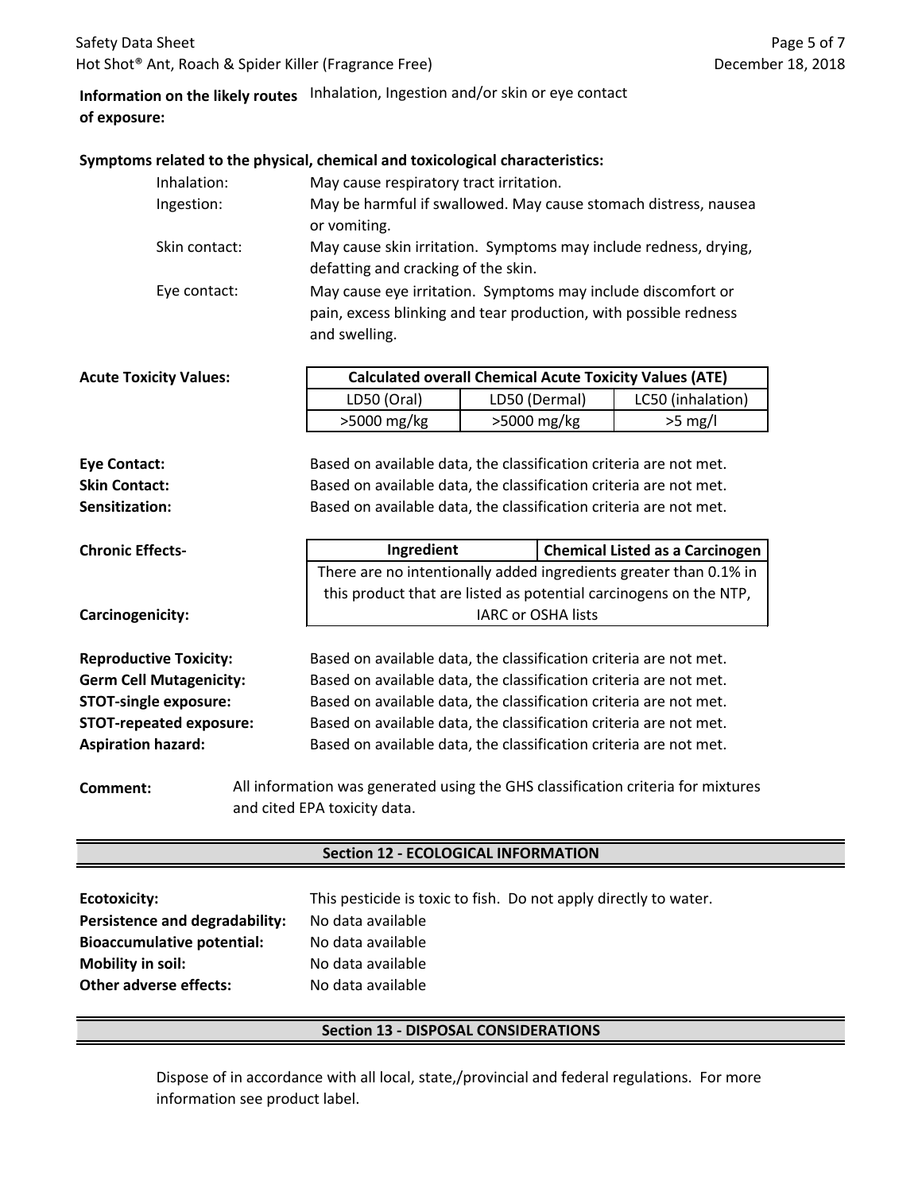**Information on the likely routes of exposure:** Inhalation, Ingestion and/or skin or eye contact

**Symptoms related to the physical, chemical and toxicological characteristics:**

- Inhalation: May cause respiratory tract irritation.
- Ingestion: May be harmful if swallowed. May cause stomach distress, nausea or vomiting.
- Skin contact: May cause skin irritation. Symptoms may include redness, drying, defatting and cracking of the skin.
- Eye contact: May cause eye irritation. Symptoms may include discomfort or pain, excess blinking and tear production, with possible redness and swelling.

**Acute Toxicity Values:**

| Calculated overall Chemical Acute Toxicity Values (ATE) | | |
|---|---|---|
| LD50 (Oral) | LD50 (Dermal) | LC50 (inhalation) |
| >5000 mg/kg | >5000 mg/kg | >5 mg/l |

**Eye Contact:** Based on available data, the classification criteria are not met.
**Skin Contact:** Based on available data, the classification criteria are not met.
**Sensitization:** Based on available data, the classification criteria are not met.

**Chronic Effects-**

**Carcinogenicity:**

| Ingredient | Chemical Listed as a Carcinogen |
|---|---|
| There are no intentionally added ingredients greater than 0.1% in this product that are listed as potential carcinogens on the NTP, IARC or OSHA lists | |

**Reproductive Toxicity:** Based on available data, the classification criteria are not met.
**Germ Cell Mutagenicity:** Based on available data, the classification criteria are not met.
**STOT-single exposure:** Based on available data, the classification criteria are not met.
**STOT-repeated exposure:** Based on available data, the classification criteria are not met.
**Aspiration hazard:** Based on available data, the classification criteria are not met.

**Comment:** All information was generated using the GHS classification criteria for mixtures and cited EPA toxicity data.

## Section 12 - ECOLOGICAL INFORMATION

**Ecotoxicity:** This pesticide is toxic to fish. Do not apply directly to water.
**Persistence and degradability:** No data available
**Bioaccumulative potential:** No data available
**Mobility in soil:** No data available
**Other adverse effects:** No data available

## Section 13 - DISPOSAL CONSIDERATIONS

Dispose of in accordance with all local, state,/provincial and federal regulations. For more information see product label.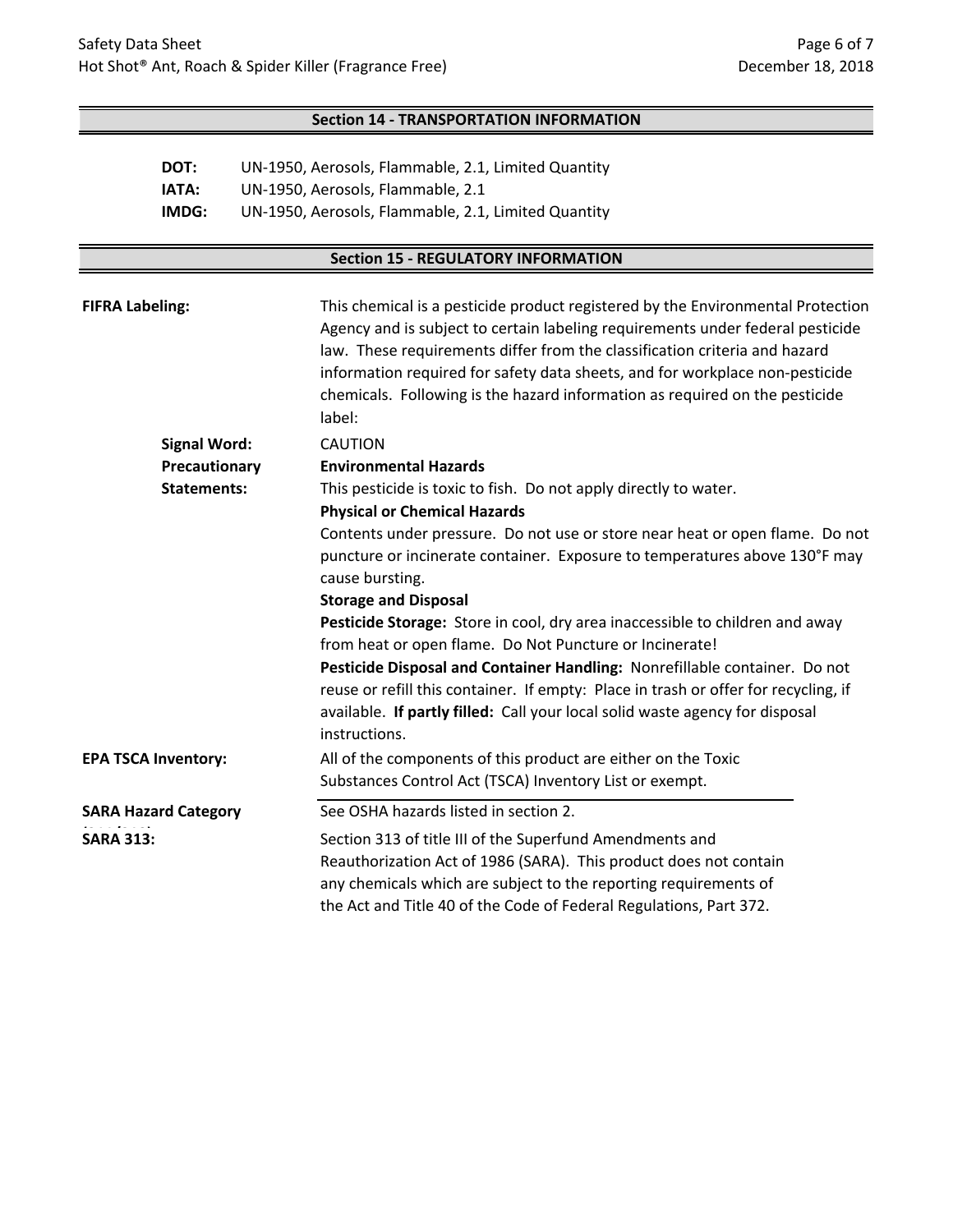## Section 14 - TRANSPORTATION INFORMATION

**DOT:** UN-1950, Aerosols, Flammable, 2.1, Limited Quantity

**IATA:** UN-1950, Aerosols, Flammable, 2.1

**IMDG:** UN-1950, Aerosols, Flammable, 2.1, Limited Quantity

## Section 15 - REGULATORY INFORMATION

**FIFRA Labeling:** This chemical is a pesticide product registered by the Environmental Protection Agency and is subject to certain labeling requirements under federal pesticide law. These requirements differ from the classification criteria and hazard information required for safety data sheets, and for workplace non-pesticide chemicals. Following is the hazard information as required on the pesticide label:

**Signal Word:** CAUTION

**Precautionary Statements:**

**Environmental Hazards**

This pesticide is toxic to fish. Do not apply directly to water.

**Physical or Chemical Hazards**

Contents under pressure. Do not use or store near heat or open flame. Do not puncture or incinerate container. Exposure to temperatures above 130°F may cause bursting.

**Storage and Disposal**

**Pesticide Storage:** Store in cool, dry area inaccessible to children and away from heat or open flame. Do Not Puncture or Incinerate!

**Pesticide Disposal and Container Handling:** Nonrefillable container. Do not reuse or refill this container. If empty: Place in trash or offer for recycling, if available. **If partly filled:** Call your local solid waste agency for disposal instructions.

**EPA TSCA Inventory:** All of the components of this product are either on the Toxic Substances Control Act (TSCA) Inventory List or exempt.

**SARA Hazard Category (311/312):** See OSHA hazards listed in section 2.

**SARA 313:** Section 313 of title III of the Superfund Amendments and Reauthorization Act of 1986 (SARA). This product does not contain any chemicals which are subject to the reporting requirements of the Act and Title 40 of the Code of Federal Regulations, Part 372.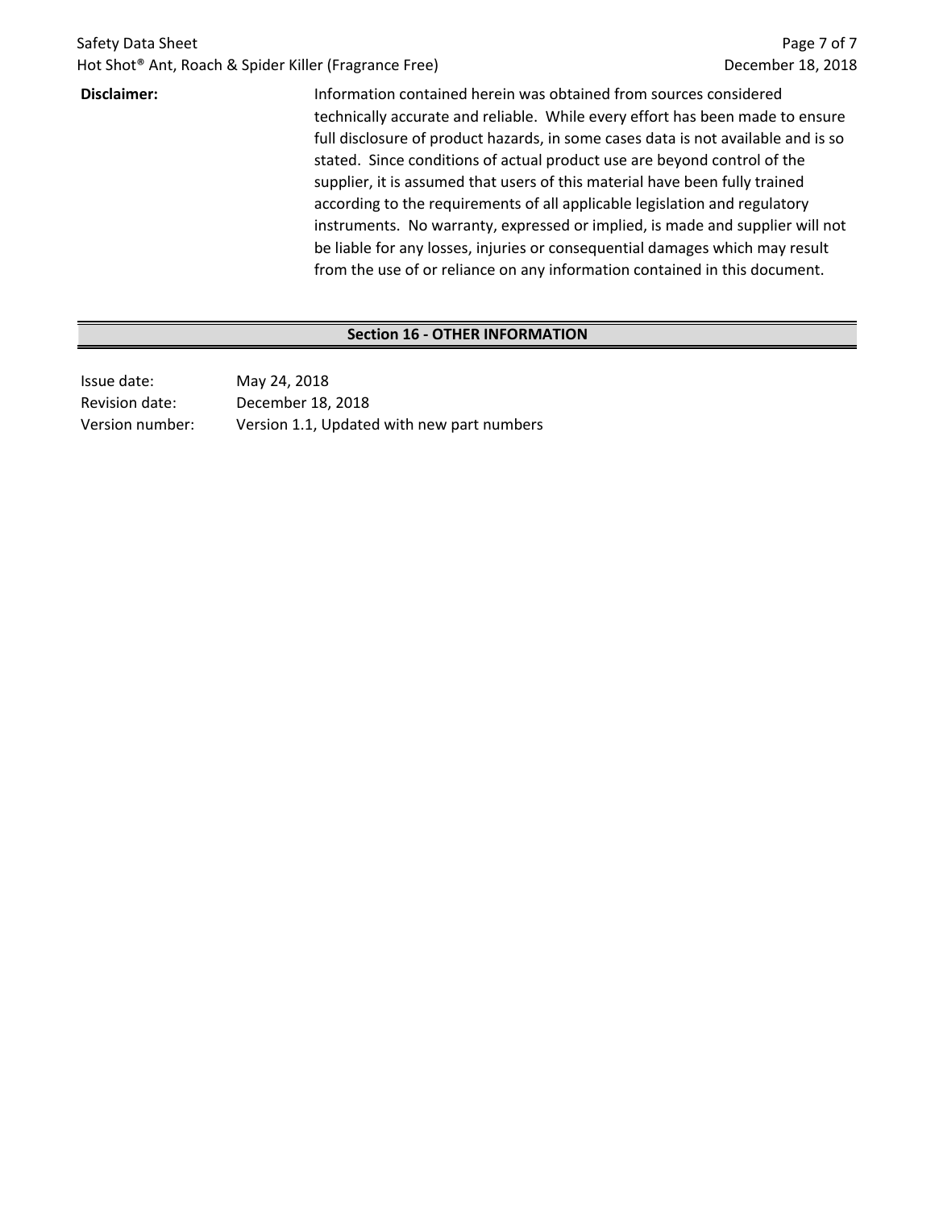**Disclaimer:** Information contained herein was obtained from sources considered technically accurate and reliable. While every effort has been made to ensure full disclosure of product hazards, in some cases data is not available and is so stated. Since conditions of actual product use are beyond control of the supplier, it is assumed that users of this material have been fully trained according to the requirements of all applicable legislation and regulatory instruments. No warranty, expressed or implied, is made and supplier will not be liable for any losses, injuries or consequential damages which may result from the use of or reliance on any information contained in this document.

## Section 16 - OTHER INFORMATION

| | |
|---|---|
| Issue date: | May 24, 2018 |
| Revision date: | December 18, 2018 |
| Version number: | Version 1.1, Updated with new part numbers |